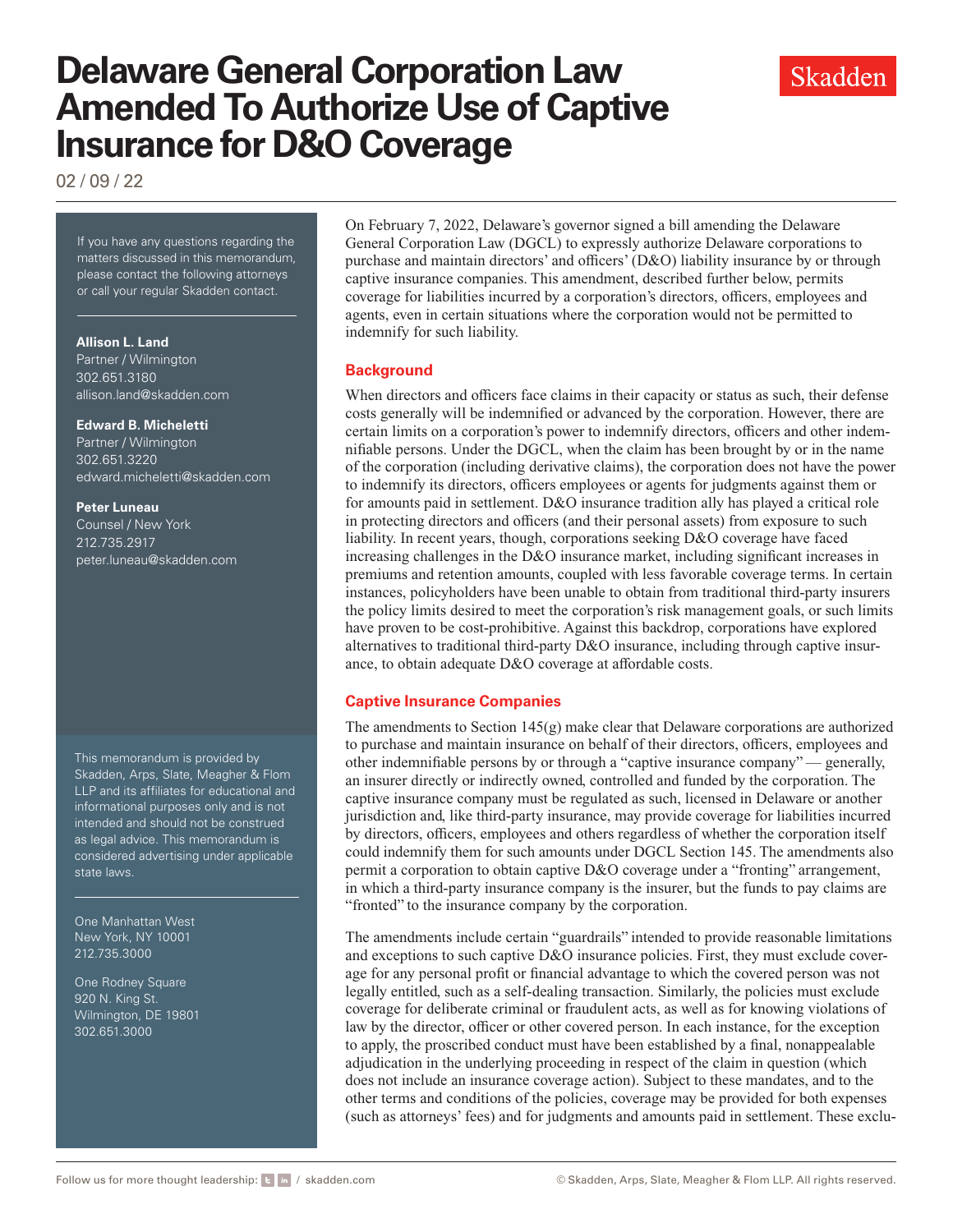# Delaware General Corporation Law Amended To Authorize Use of Captive Insurance for D&O Coverage

02 / 09 / 22

If you have any questions regarding the matters discussed in this memorandum, please contact the following attorneys or call your regular Skadden contact.

**Allison L. Land**
Partner / Wilmington
302.651.3180
allison.land@skadden.com

**Edward B. Micheletti**
Partner / Wilmington
302.651.3220
edward.micheletti@skadden.com

**Peter Luneau**
Counsel / New York
212.735.2917
peter.luneau@skadden.com

This memorandum is provided by Skadden, Arps, Slate, Meagher & Flom LLP and its affiliates for educational and informational purposes only and is not intended and should not be construed as legal advice. This memorandum is considered advertising under applicable state laws.

One Manhattan West
New York, NY 10001
212.735.3000

One Rodney Square
920 N. King St.
Wilmington, DE 19801
302.651.3000

On February 7, 2022, Delaware's governor signed a bill amending the Delaware General Corporation Law (DGCL) to expressly authorize Delaware corporations to purchase and maintain directors' and officers' (D&O) liability insurance by or through captive insurance companies. This amendment, described further below, permits coverage for liabilities incurred by a corporation's directors, officers, employees and agents, even in certain situations where the corporation would not be permitted to indemnify for such liability.

## Background

When directors and officers face claims in their capacity or status as such, their defense costs generally will be indemnified or advanced by the corporation. However, there are certain limits on a corporation's power to indemnify directors, officers and other indemnifiable persons. Under the DGCL, when the claim has been brought by or in the name of the corporation (including derivative claims), the corporation does not have the power to indemnify its directors, officers employees or agents for judgments against them or for amounts paid in settlement. D&O insurance tradition ally has played a critical role in protecting directors and officers (and their personal assets) from exposure to such liability. In recent years, though, corporations seeking D&O coverage have faced increasing challenges in the D&O insurance market, including significant increases in premiums and retention amounts, coupled with less favorable coverage terms. In certain instances, policyholders have been unable to obtain from traditional third-party insurers the policy limits desired to meet the corporation's risk management goals, or such limits have proven to be cost-prohibitive. Against this backdrop, corporations have explored alternatives to traditional third-party D&O insurance, including through captive insurance, to obtain adequate D&O coverage at affordable costs.

## Captive Insurance Companies

The amendments to Section 145(g) make clear that Delaware corporations are authorized to purchase and maintain insurance on behalf of their directors, officers, employees and other indemnifiable persons by or through a "captive insurance company" — generally, an insurer directly or indirectly owned, controlled and funded by the corporation. The captive insurance company must be regulated as such, licensed in Delaware or another jurisdiction and, like third-party insurance, may provide coverage for liabilities incurred by directors, officers, employees and others regardless of whether the corporation itself could indemnify them for such amounts under DGCL Section 145. The amendments also permit a corporation to obtain captive D&O coverage under a "fronting" arrangement, in which a third-party insurance company is the insurer, but the funds to pay claims are "fronted" to the insurance company by the corporation.

The amendments include certain "guardrails" intended to provide reasonable limitations and exceptions to such captive D&O insurance policies. First, they must exclude coverage for any personal profit or financial advantage to which the covered person was not legally entitled, such as a self-dealing transaction. Similarly, the policies must exclude coverage for deliberate criminal or fraudulent acts, as well as for knowing violations of law by the director, officer or other covered person. In each instance, for the exception to apply, the proscribed conduct must have been established by a final, nonappealable adjudication in the underlying proceeding in respect of the claim in question (which does not include an insurance coverage action). Subject to these mandates, and to the other terms and conditions of the policies, coverage may be provided for both expenses (such as attorneys' fees) and for judgments and amounts paid in settlement. These exclu-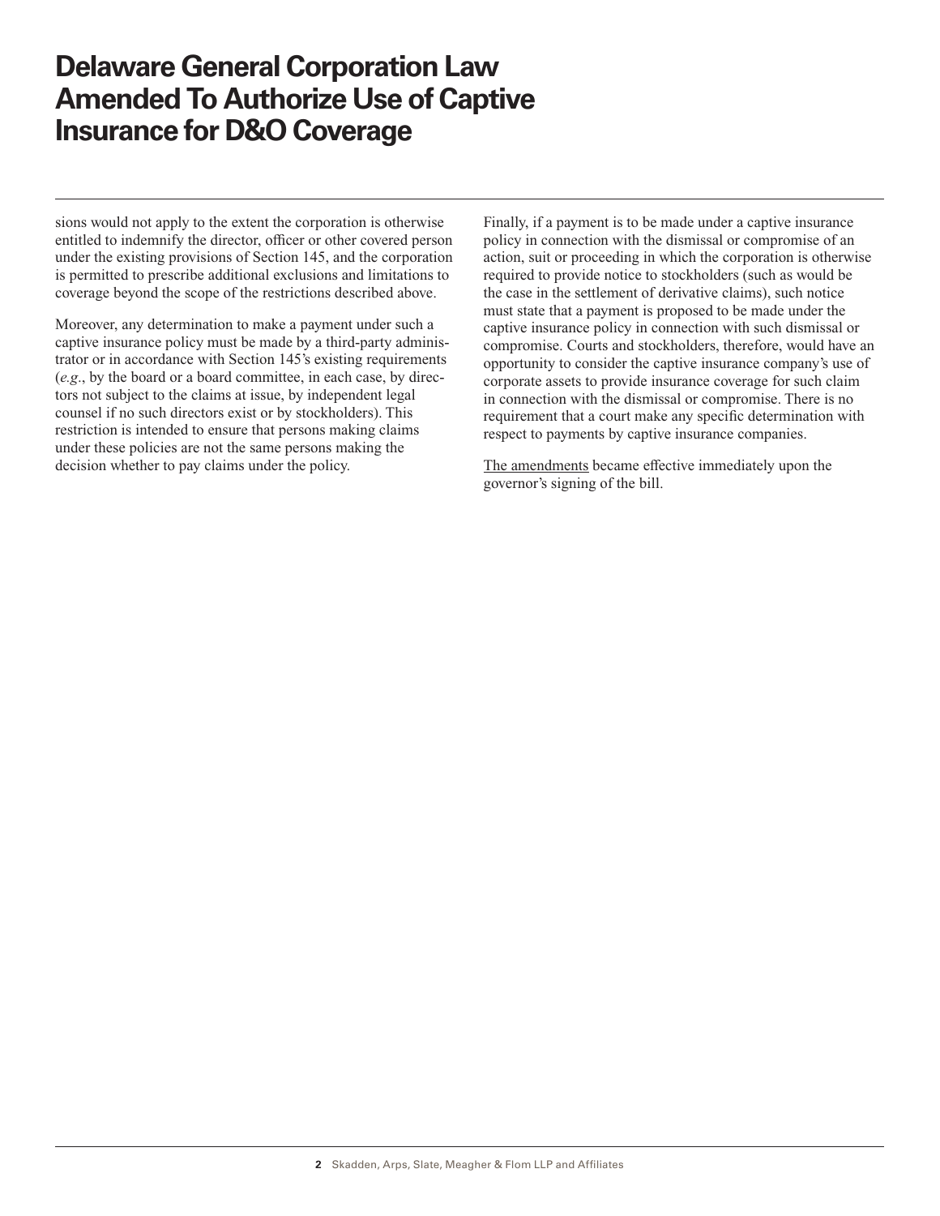# Delaware General Corporation Law Amended To Authorize Use of Captive Insurance for D&O Coverage

sions would not apply to the extent the corporation is otherwise entitled to indemnify the director, officer or other covered person under the existing provisions of Section 145, and the corporation is permitted to prescribe additional exclusions and limitations to coverage beyond the scope of the restrictions described above.

Moreover, any determination to make a payment under such a captive insurance policy must be made by a third-party administrator or in accordance with Section 145's existing requirements (*e.g.*, by the board or a board committee, in each case, by directors not subject to the claims at issue, by independent legal counsel if no such directors exist or by stockholders). This restriction is intended to ensure that persons making claims under these policies are not the same persons making the decision whether to pay claims under the policy.

Finally, if a payment is to be made under a captive insurance policy in connection with the dismissal or compromise of an action, suit or proceeding in which the corporation is otherwise required to provide notice to stockholders (such as would be the case in the settlement of derivative claims), such notice must state that a payment is proposed to be made under the captive insurance policy in connection with such dismissal or compromise. Courts and stockholders, therefore, would have an opportunity to consider the captive insurance company's use of corporate assets to provide insurance coverage for such claim in connection with the dismissal or compromise. There is no requirement that a court make any specific determination with respect to payments by captive insurance companies.

The amendments became effective immediately upon the governor's signing of the bill.